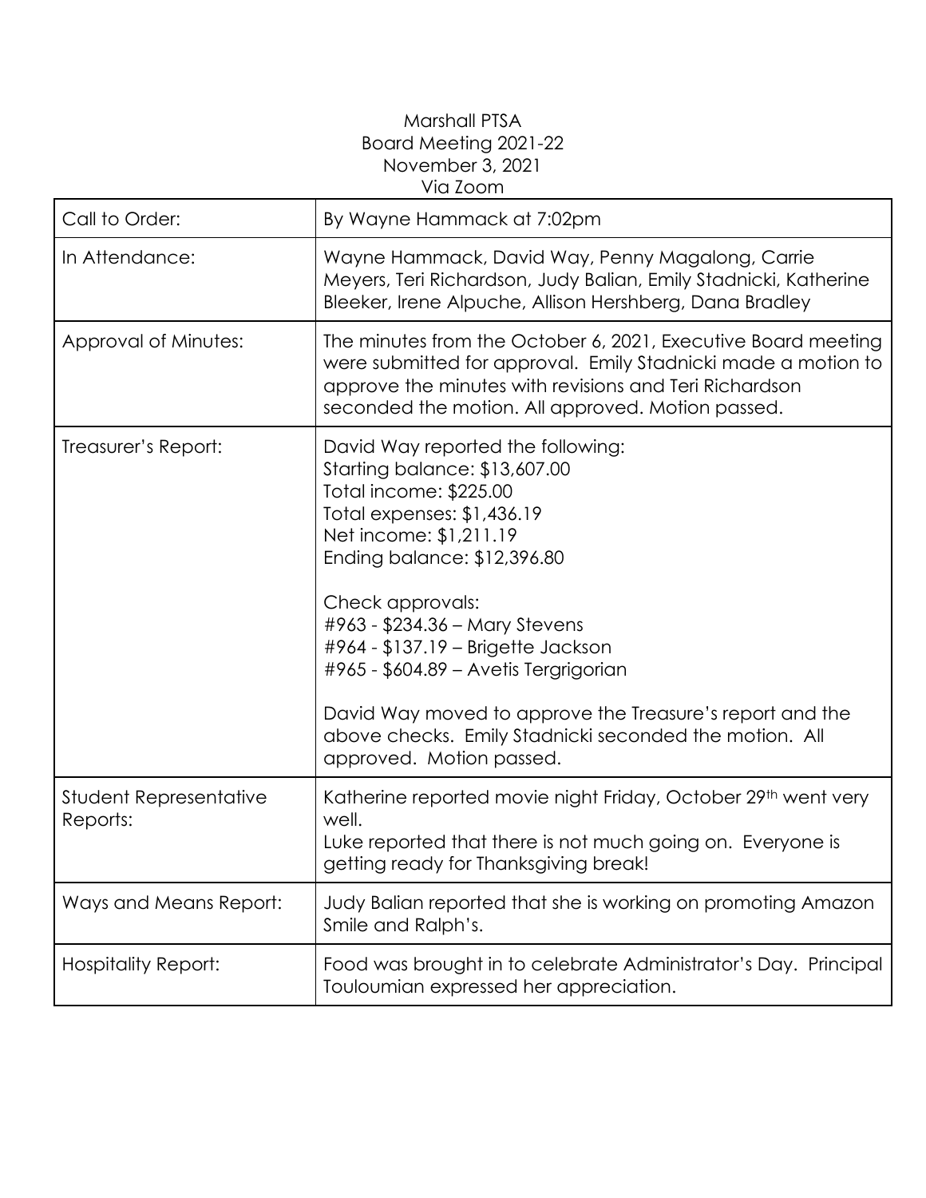Marshall PTSA
Board Meeting 2021-22
November 3, 2021
Via Zoom

| | |
|---|---|
| Call to Order: | By Wayne Hammack at 7:02pm |
| In Attendance: | Wayne Hammack, David Way, Penny Magalong, Carrie Meyers, Teri Richardson, Judy Balian, Emily Stadnicki, Katherine Bleeker, Irene Alpuche, Allison Hershberg, Dana Bradley |
| Approval of Minutes: | The minutes from the October 6, 2021, Executive Board meeting were submitted for approval. Emily Stadnicki made a motion to approve the minutes with revisions and Teri Richardson seconded the motion. All approved. Motion passed. |
| Treasurer's Report: | David Way reported the following:<br>Starting balance: $13,607.00<br>Total income: $225.00<br>Total expenses: $1,436.19<br>Net income: $1,211.19<br>Ending balance: $12,396.80<br><br>Check approvals:<br>#963 - $234.36 – Mary Stevens<br>#964 - $137.19 – Brigette Jackson<br>#965 - $604.89 – Avetis Tergrigorian<br><br>David Way moved to approve the Treasure's report and the above checks. Emily Stadnicki seconded the motion. All approved. Motion passed. |
| Student Representative Reports: | Katherine reported movie night Friday, October 29th went very well.<br>Luke reported that there is not much going on. Everyone is getting ready for Thanksgiving break! |
| Ways and Means Report: | Judy Balian reported that she is working on promoting Amazon Smile and Ralph's. |
| Hospitality Report: | Food was brought in to celebrate Administrator's Day. Principal Touloumian expressed her appreciation. |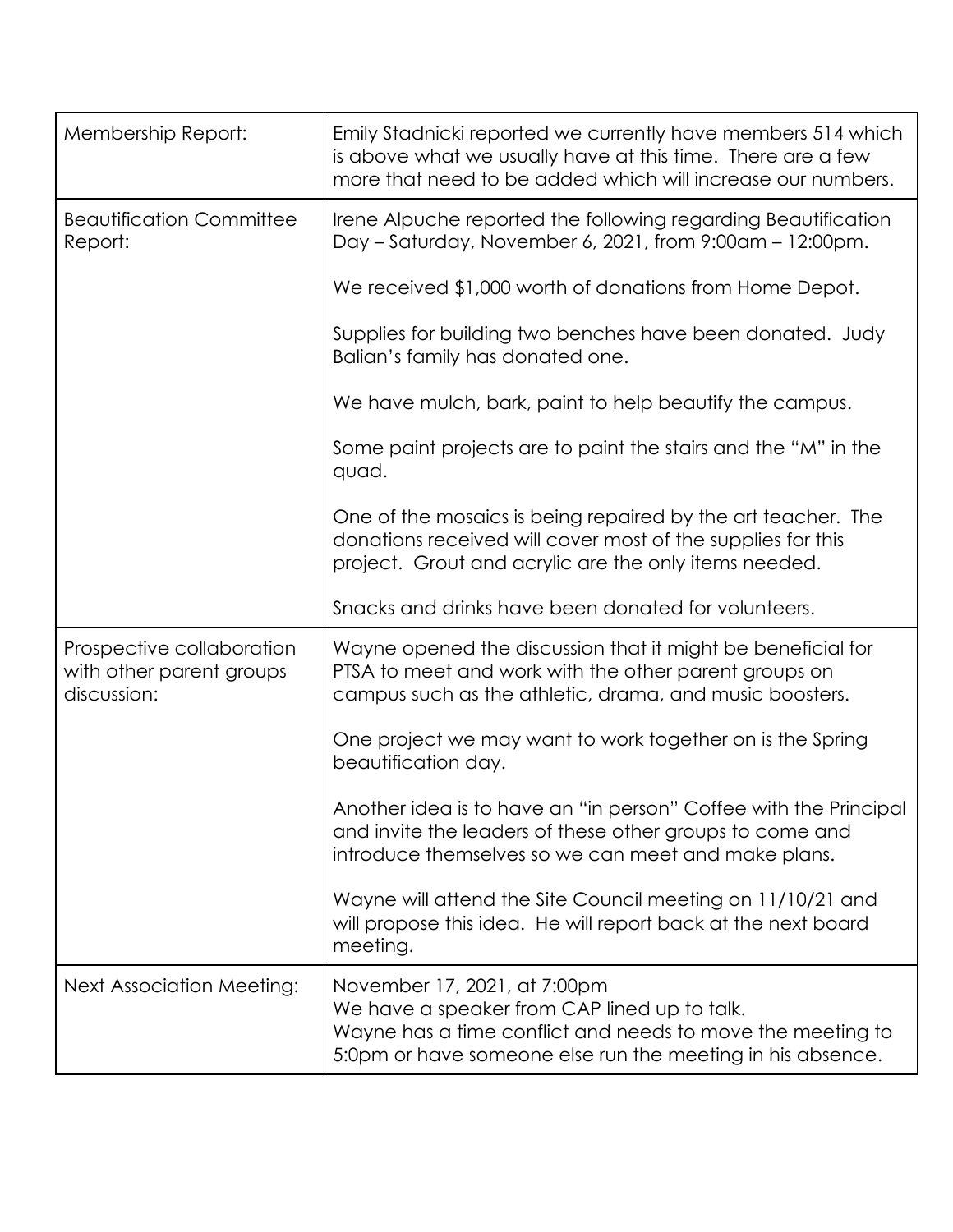| | |
|---|---|
| Membership Report: | Emily Stadnicki reported we currently have members 514 which is above what we usually have at this time. There are a few more that need to be added which will increase our numbers. |
| Beautification Committee Report: | Irene Alpuche reported the following regarding Beautification Day – Saturday, November 6, 2021, from 9:00am – 12:00pm.<br><br>We received $1,000 worth of donations from Home Depot.<br><br>Supplies for building two benches have been donated. Judy Balian's family has donated one.<br><br>We have mulch, bark, paint to help beautify the campus.<br><br>Some paint projects are to paint the stairs and the "M" in the quad.<br><br>One of the mosaics is being repaired by the art teacher. The donations received will cover most of the supplies for this project. Grout and acrylic are the only items needed.<br><br>Snacks and drinks have been donated for volunteers. |
| Prospective collaboration with other parent groups discussion: | Wayne opened the discussion that it might be beneficial for PTSA to meet and work with the other parent groups on campus such as the athletic, drama, and music boosters.<br><br>One project we may want to work together on is the Spring beautification day.<br><br>Another idea is to have an "in person" Coffee with the Principal and invite the leaders of these other groups to come and introduce themselves so we can meet and make plans.<br><br>Wayne will attend the Site Council meeting on 11/10/21 and will propose this idea. He will report back at the next board meeting. |
| Next Association Meeting: | November 17, 2021, at 7:00pm<br>We have a speaker from CAP lined up to talk.<br>Wayne has a time conflict and needs to move the meeting to 5:0pm or have someone else run the meeting in his absence. |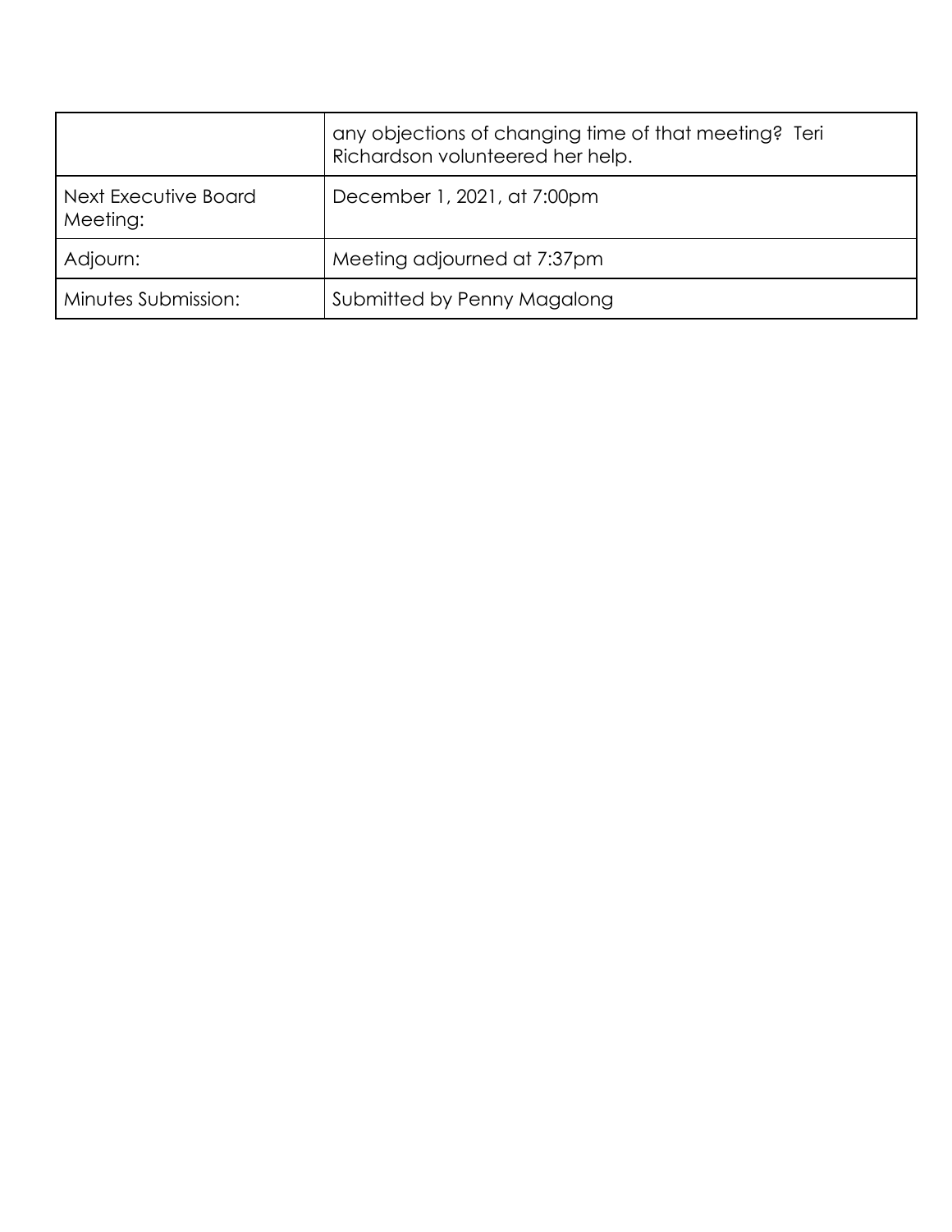| | |
|---|---|
| | any objections of changing time of that meeting? Teri Richardson volunteered her help. |
| Next Executive Board Meeting: | December 1, 2021, at 7:00pm |
| Adjourn: | Meeting adjourned at 7:37pm |
| Minutes Submission: | Submitted by Penny Magalong |